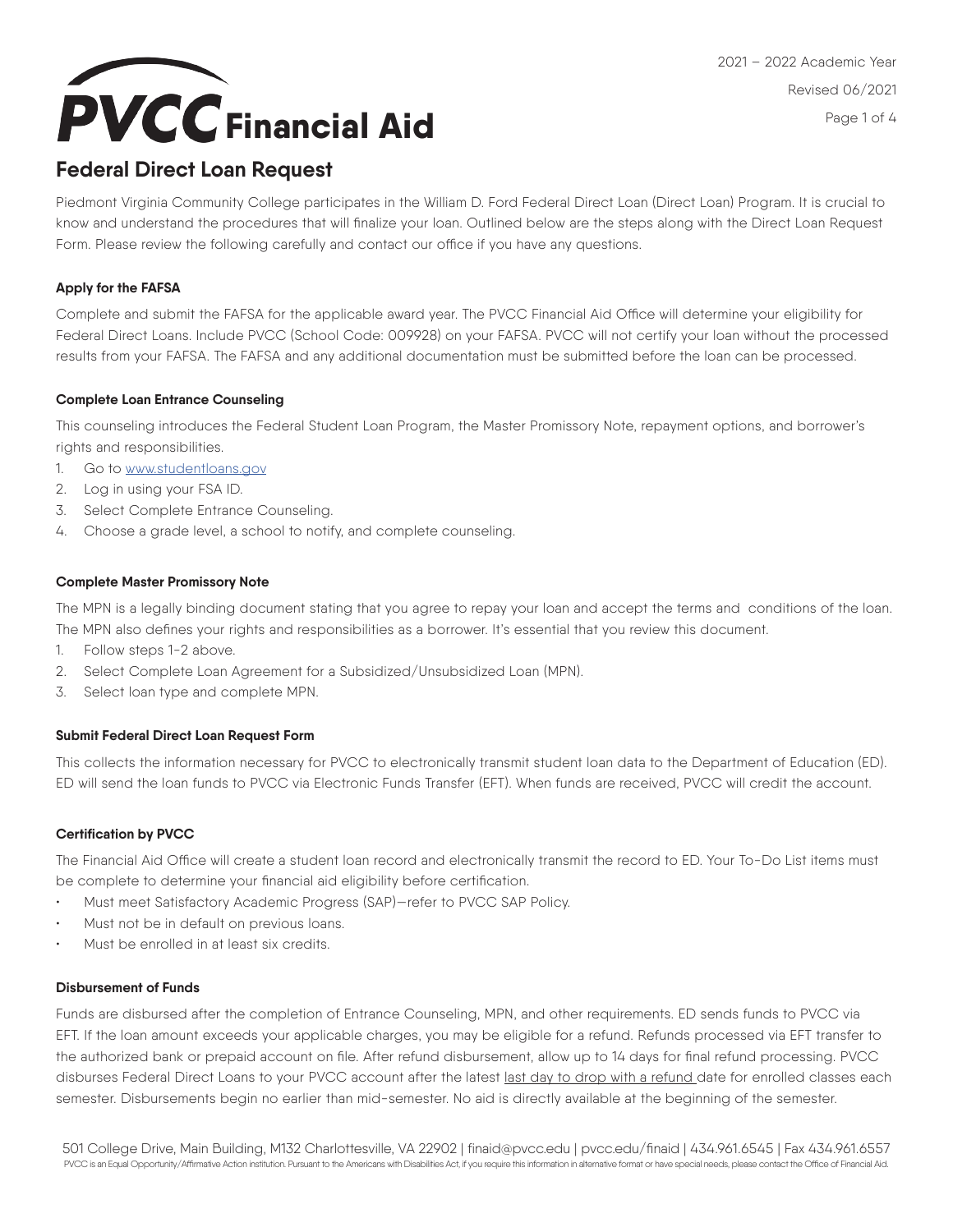# PVCC Financial Aid

## Federal Direct Loan Request

Piedmont Virginia Community College participates in the William D. Ford Federal Direct Loan (Direct Loan) Program. It is crucial to know and understand the procedures that will finalize your loan. Outlined below are the steps along with the Direct Loan Request Form. Please review the following carefully and contact our office if you have any questions.

### Apply for the FAFSA

Complete and submit the FAFSA for the applicable award year. The PVCC Financial Aid Office will determine your eligibility for Federal Direct Loans. Include PVCC (School Code: 009928) on your FAFSA. PVCC will not certify your loan without the processed results from your FAFSA. The FAFSA and any additional documentation must be submitted before the loan can be processed.

### Complete Loan Entrance Counseling

This counseling introduces the Federal Student Loan Program, the Master Promissory Note, repayment options, and borrower's rights and responsibilities.

1. Go to www.studentloans.gov
2. Log in using your FSA ID.
3. Select Complete Entrance Counseling.
4. Choose a grade level, a school to notify, and complete counseling.

### Complete Master Promissory Note

The MPN is a legally binding document stating that you agree to repay your loan and accept the terms and conditions of the loan. The MPN also defines your rights and responsibilities as a borrower. It's essential that you review this document.

1. Follow steps 1-2 above.
2. Select Complete Loan Agreement for a Subsidized/Unsubsidized Loan (MPN).
3. Select loan type and complete MPN.

### Submit Federal Direct Loan Request Form

This collects the information necessary for PVCC to electronically transmit student loan data to the Department of Education (ED). ED will send the loan funds to PVCC via Electronic Funds Transfer (EFT). When funds are received, PVCC will credit the account.

### Certification by PVCC

The Financial Aid Office will create a student loan record and electronically transmit the record to ED. Your To-Do List items must be complete to determine your financial aid eligibility before certification.

- Must meet Satisfactory Academic Progress (SAP)—refer to PVCC SAP Policy.
- Must not be in default on previous loans.
- Must be enrolled in at least six credits.

### Disbursement of Funds

Funds are disbursed after the completion of Entrance Counseling, MPN, and other requirements. ED sends funds to PVCC via EFT. If the loan amount exceeds your applicable charges, you may be eligible for a refund. Refunds processed via EFT transfer to the authorized bank or prepaid account on file. After refund disbursement, allow up to 14 days for final refund processing. PVCC disburses Federal Direct Loans to your PVCC account after the latest last day to drop with a refund date for enrolled classes each semester. Disbursements begin no earlier than mid-semester. No aid is directly available at the beginning of the semester.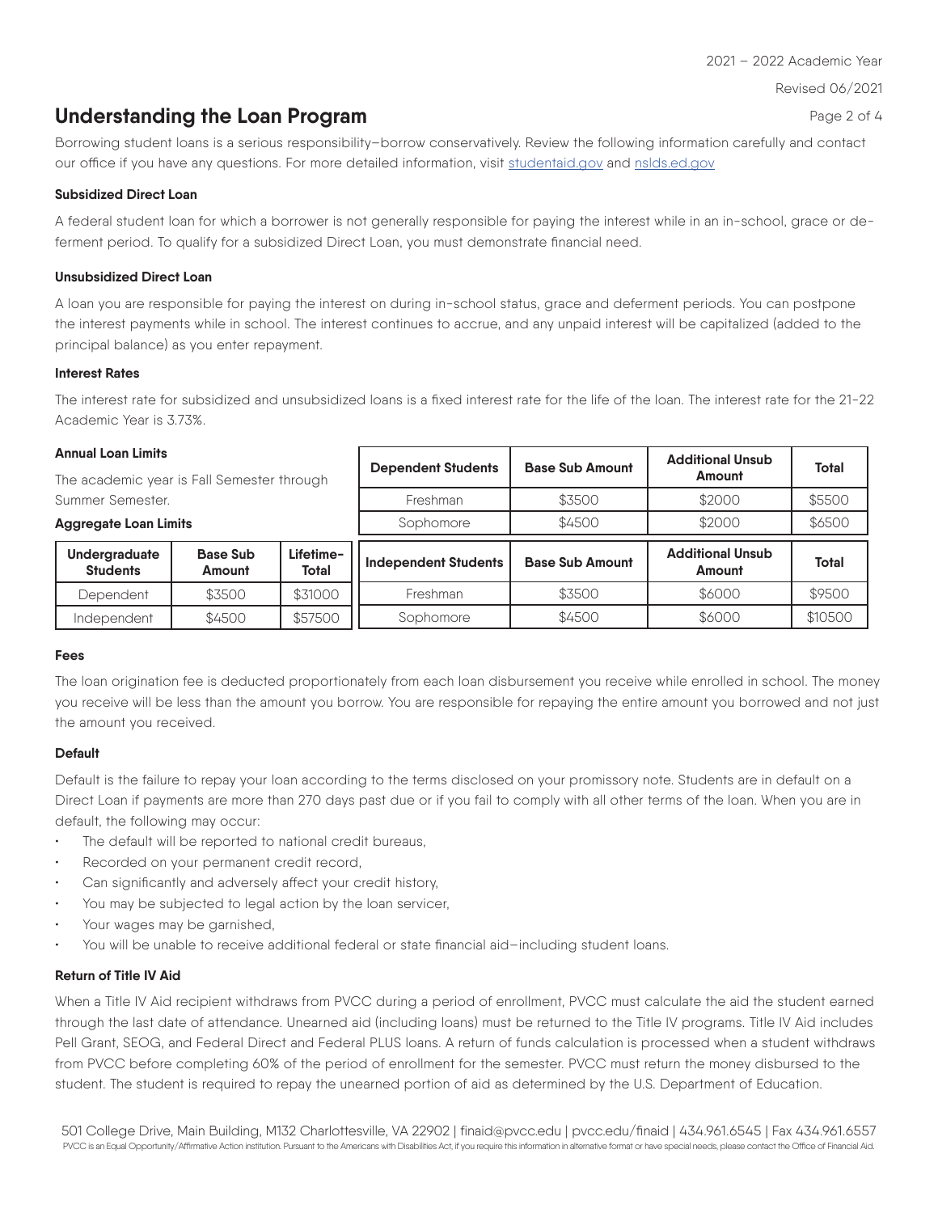## Understanding the Loan Program

Borrowing student loans is a serious responsibility–borrow conservatively. Review the following information carefully and contact our office if you have any questions. For more detailed information, visit studentaid.gov and nslds.ed.gov

**Subsidized Direct Loan**

A federal student loan for which a borrower is not generally responsible for paying the interest while in an in-school, grace or deferment period. To qualify for a subsidized Direct Loan, you must demonstrate financial need.

**Unsubsidized Direct Loan**

A loan you are responsible for paying the interest on during in-school status, grace and deferment periods. You can postpone the interest payments while in school. The interest continues to accrue, and any unpaid interest will be capitalized (added to the principal balance) as you enter repayment.

**Interest Rates**

The interest rate for subsidized and unsubsidized loans is a fixed interest rate for the life of the loan. The interest rate for the 21-22 Academic Year is 3.73%.

**Annual Loan Limits**

The academic year is Fall Semester through Summer Semester.

| Dependent Students | Base Sub Amount | Additional Unsub Amount | Total |
|---|---|---|---|
| Freshman | $3500 | $2000 | $5500 |
| Sophomore | $4500 | $2000 | $6500 |

| Independent Students | Base Sub Amount | Additional Unsub Amount | Total |
|---|---|---|---|
| Freshman | $3500 | $6000 | $9500 |
| Sophomore | $4500 | $6000 | $10500 |

**Aggregate Loan Limits**

| Undergraduate Students | Base Sub Amount | Lifetime-Total |
|---|---|---|
| Dependent | $3500 | $31000 |
| Independent | $4500 | $57500 |

**Fees**

The loan origination fee is deducted proportionately from each loan disbursement you receive while enrolled in school. The money you receive will be less than the amount you borrow. You are responsible for repaying the entire amount you borrowed and not just the amount you received.

**Default**

Default is the failure to repay your loan according to the terms disclosed on your promissory note. Students are in default on a Direct Loan if payments are more than 270 days past due or if you fail to comply with all other terms of the loan. When you are in default, the following may occur:

- The default will be reported to national credit bureaus,
- Recorded on your permanent credit record,
- Can significantly and adversely affect your credit history,
- You may be subjected to legal action by the loan servicer,
- Your wages may be garnished,
- You will be unable to receive additional federal or state financial aid–including student loans.

**Return of Title IV Aid**

When a Title IV Aid recipient withdraws from PVCC during a period of enrollment, PVCC must calculate the aid the student earned through the last date of attendance. Unearned aid (including loans) must be returned to the Title IV programs. Title IV Aid includes Pell Grant, SEOG, and Federal Direct and Federal PLUS loans. A return of funds calculation is processed when a student withdraws from PVCC before completing 60% of the period of enrollment for the semester. PVCC must return the money disbursed to the student. The student is required to repay the unearned portion of aid as determined by the U.S. Department of Education.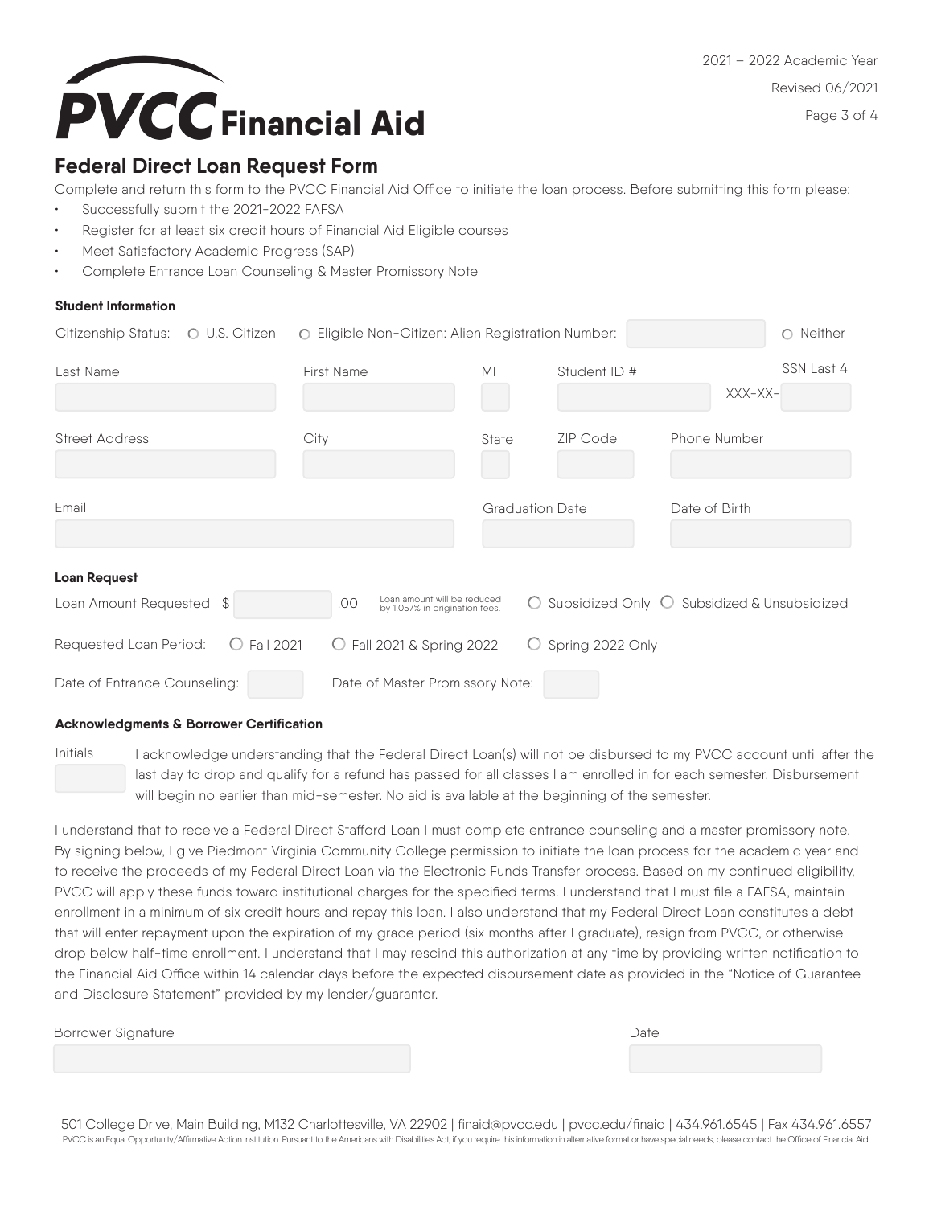# PVCC Financial Aid

2021 – 2022 Academic Year

Revised 06/2021

## Federal Direct Loan Request Form

Complete and return this form to the PVCC Financial Aid Office to initiate the loan process. Before submitting this form please:

- Successfully submit the 2021-2022 FAFSA
- Register for at least six credit hours of Financial Aid Eligible courses
- Meet Satisfactory Academic Progress (SAP)
- Complete Entrance Loan Counseling & Master Promissory Note

### Student Information

Citizenship Status: ○ U.S. Citizen ○ Eligible Non-Citizen: Alien Registration Number: ______ ○ Neither

Last Name ______ First Name ______ MI ______ Student ID # ______ SSN Last 4 XXX-XX-______

Street Address ______ City ______ State ______ ZIP Code ______ Phone Number ______

Email ______ Graduation Date ______ Date of Birth ______

### Loan Request

Loan Amount Requested $ ______ .00 Loan amount will be reduced by 1.057% in origination fees. ○ Subsidized Only ○ Subsidized & Unsubsidized

Requested Loan Period: ○ Fall 2021 ○ Fall 2021 & Spring 2022 ○ Spring 2022 Only

Date of Entrance Counseling: ______ Date of Master Promissory Note: ______

### Acknowledgments & Borrower Certification

Initials ______ I acknowledge understanding that the Federal Direct Loan(s) will not be disbursed to my PVCC account until after the last day to drop and qualify for a refund has passed for all classes I am enrolled in for each semester. Disbursement will begin no earlier than mid-semester. No aid is available at the beginning of the semester.

I understand that to receive a Federal Direct Stafford Loan I must complete entrance counseling and a master promissory note. By signing below, I give Piedmont Virginia Community College permission to initiate the loan process for the academic year and to receive the proceeds of my Federal Direct Loan via the Electronic Funds Transfer process. Based on my continued eligibility, PVCC will apply these funds toward institutional charges for the specified terms. I understand that I must file a FAFSA, maintain enrollment in a minimum of six credit hours and repay this loan. I also understand that my Federal Direct Loan constitutes a debt that will enter repayment upon the expiration of my grace period (six months after I graduate), resign from PVCC, or otherwise drop below half-time enrollment. I understand that I may rescind this authorization at any time by providing written notification to the Financial Aid Office within 14 calendar days before the expected disbursement date as provided in the "Notice of Guarantee and Disclosure Statement" provided by my lender/guarantor.

Borrower Signature ______ Date ______

501 College Drive, Main Building, M132 Charlottesville, VA 22902 | finaid@pvcc.edu | pvcc.edu/finaid | 434.961.6545 | Fax 434.961.6557

PVCC is an Equal Opportunity/Affirmative Action institution. Pursuant to the Americans with Disabilities Act, if you require this information in alternative format or have special needs, please contact the Office of Financial Aid.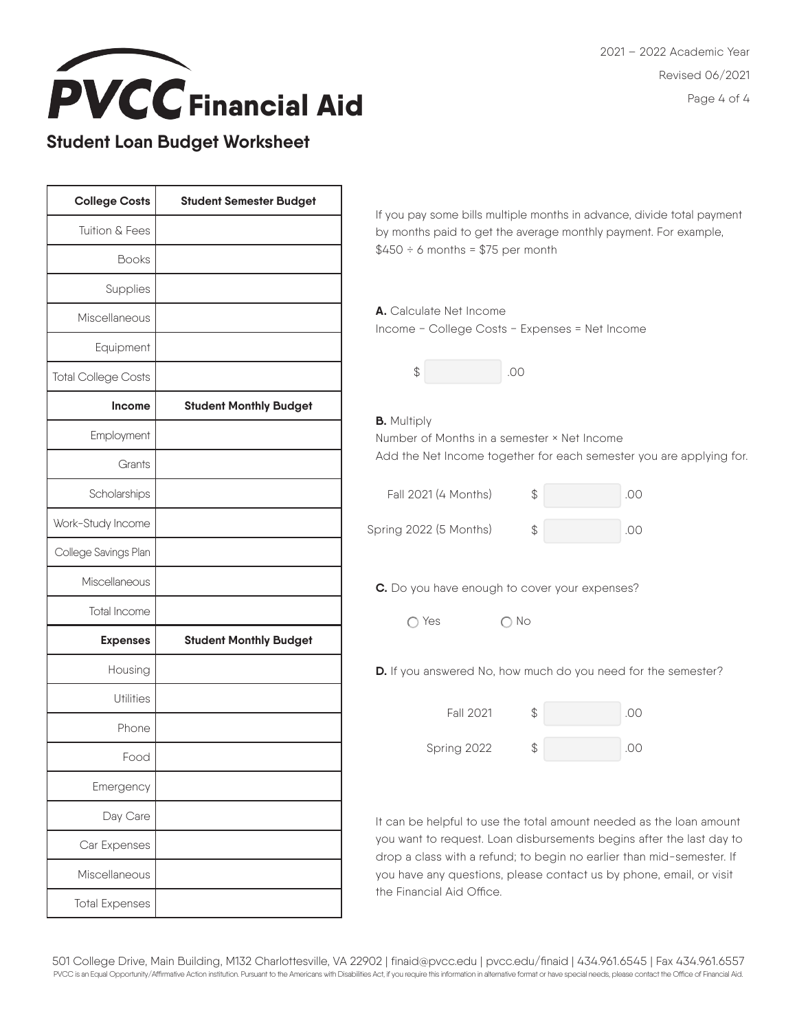# PVCC Financial Aid

2021 – 2022 Academic Year

Revised 06/2021

## Student Loan Budget Worksheet

| College Costs | Student Semester Budget |
|---|---|
| Tuition & Fees | |
| Books | |
| Supplies | |
| Miscellaneous | |
| Equipment | |
| Total College Costs | |
| **Income** | **Student Monthly Budget** |
| Employment | |
| Grants | |
| Scholarships | |
| Work-Study Income | |
| College Savings Plan | |
| Miscellaneous | |
| Total Income | |
| **Expenses** | **Student Monthly Budget** |
| Housing | |
| Utilities | |
| Phone | |
| Food | |
| Emergency | |
| Day Care | |
| Car Expenses | |
| Miscellaneous | |
| Total Expenses | |

If you pay some bills multiple months in advance, divide total payment by months paid to get the average monthly payment. For example, $450 ÷ 6 months = $75 per month

**A.** Calculate Net Income
Income – College Costs – Expenses = Net Income

$ \_\_\_\_\_\_\_\_ .00

**B.** Multiply
Number of Months in a semester × Net Income
Add the Net Income together for each semester you are applying for.

Fall 2021 (4 Months) $ \_\_\_\_\_\_\_\_ .00

Spring 2022 (5 Months) $ \_\_\_\_\_\_\_\_ .00

**C.** Do you have enough to cover your expenses?

○ Yes ○ No

**D.** If you answered No, how much do you need for the semester?

Fall 2021 $ \_\_\_\_\_\_\_\_ .00

Spring 2022 $ \_\_\_\_\_\_\_\_ .00

It can be helpful to use the total amount needed as the loan amount you want to request. Loan disbursements begins after the last day to drop a class with a refund; to begin no earlier than mid-semester. If you have any questions, please contact us by phone, email, or visit the Financial Aid Office.

501 College Drive, Main Building, M132 Charlottesville, VA 22902 | finaid@pvcc.edu | pvcc.edu/finaid | 434.961.6545 | Fax 434.961.6557

PVCC is an Equal Opportunity/Affirmative Action institution. Pursuant to the Americans with Disabilities Act, if you require this information in alternative format or have special needs, please contact the Office of Financial Aid.